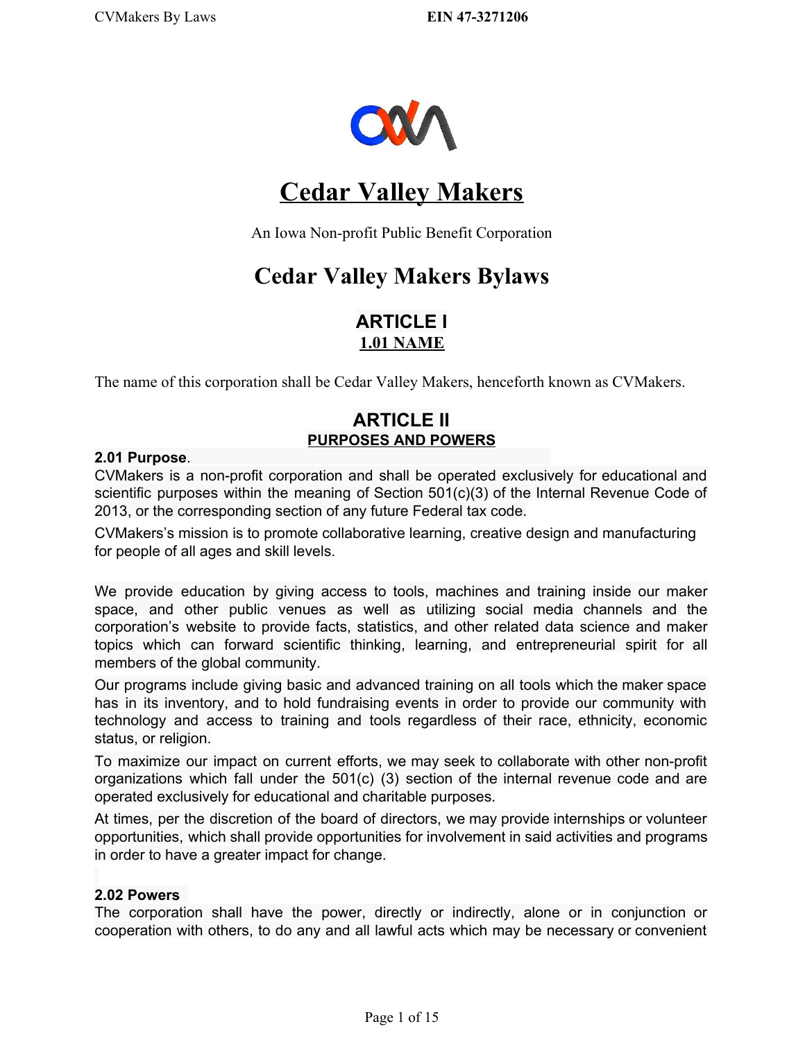# Cedar Valley Makers

An Iowa Non-profit Public Benefit Corporation

# Cedar Valley Makers Bylaws

## ARTICLE I

### 1.01 NAME

The name of this corporation shall be Cedar Valley Makers, henceforth known as CVMakers.

## ARTICLE II

### PURPOSES AND POWERS

**2.01 Purpose**.

CVMakers is a non-profit corporation and shall be operated exclusively for educational and scientific purposes within the meaning of Section 501(c)(3) of the Internal Revenue Code of 2013, or the corresponding section of any future Federal tax code.

CVMakers's mission is to promote collaborative learning, creative design and manufacturing for people of all ages and skill levels.

We provide education by giving access to tools, machines and training inside our maker space, and other public venues as well as utilizing social media channels and the corporation's website to provide facts, statistics, and other related data science and maker topics which can forward scientific thinking, learning, and entrepreneurial spirit for all members of the global community.

Our programs include giving basic and advanced training on all tools which the maker space has in its inventory, and to hold fundraising events in order to provide our community with technology and access to training and tools regardless of their race, ethnicity, economic status, or religion.

To maximize our impact on current efforts, we may seek to collaborate with other non-profit organizations which fall under the 501(c) (3) section of the internal revenue code and are operated exclusively for educational and charitable purposes.

At times, per the discretion of the board of directors, we may provide internships or volunteer opportunities, which shall provide opportunities for involvement in said activities and programs in order to have a greater impact for change.

**2.02 Powers**

The corporation shall have the power, directly or indirectly, alone or in conjunction or cooperation with others, to do any and all lawful acts which may be necessary or convenient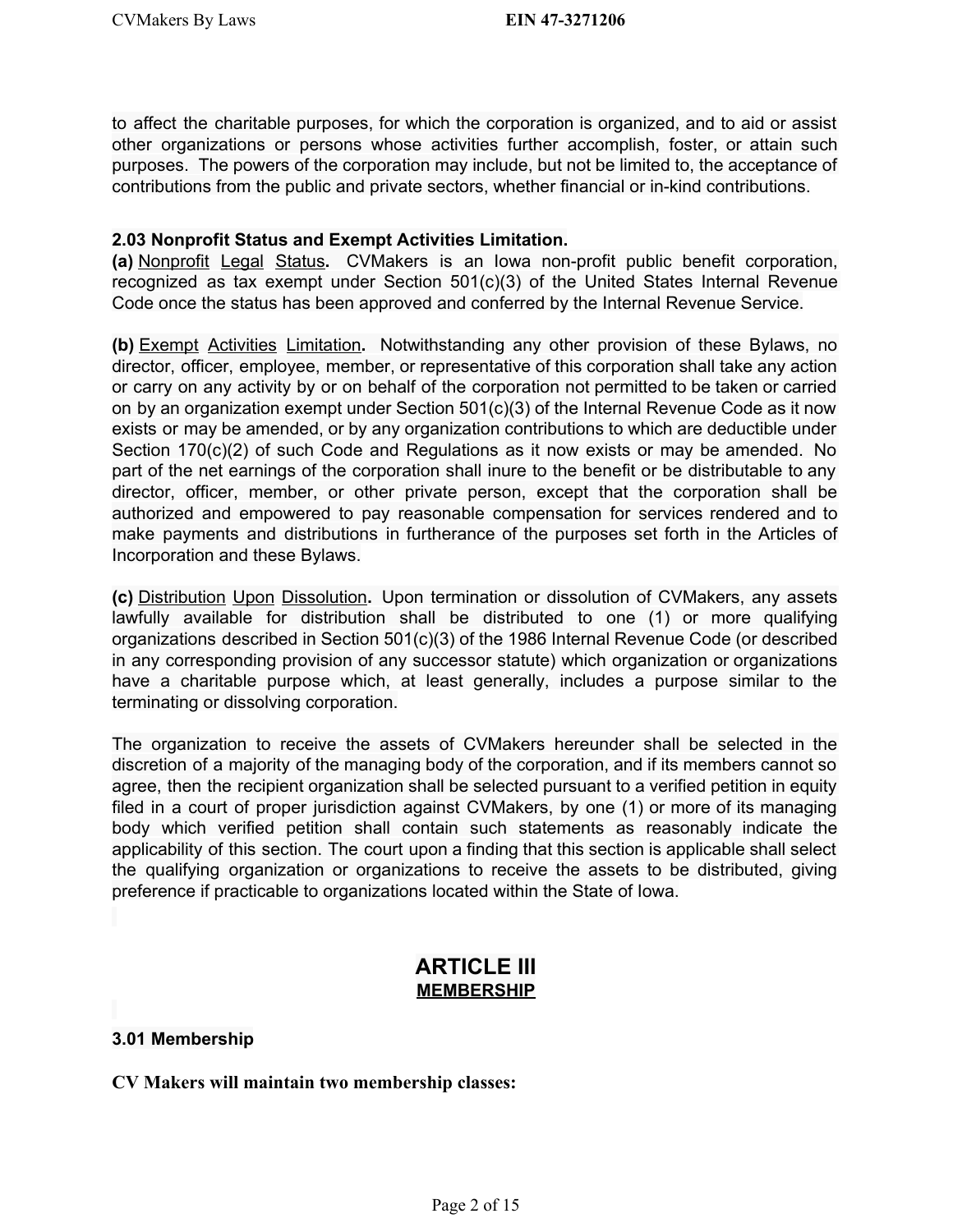to affect the charitable purposes, for which the corporation is organized, and to aid or assist other organizations or persons whose activities further accomplish, foster, or attain such purposes. The powers of the corporation may include, but not be limited to, the acceptance of contributions from the public and private sectors, whether financial or in-kind contributions.

**2.03 Nonprofit Status and Exempt Activities Limitation.**

**(a)** Nonprofit Legal Status**.** CVMakers is an Iowa non-profit public benefit corporation, recognized as tax exempt under Section 501(c)(3) of the United States Internal Revenue Code once the status has been approved and conferred by the Internal Revenue Service.

**(b)** Exempt Activities Limitation**.** Notwithstanding any other provision of these Bylaws, no director, officer, employee, member, or representative of this corporation shall take any action or carry on any activity by or on behalf of the corporation not permitted to be taken or carried on by an organization exempt under Section 501(c)(3) of the Internal Revenue Code as it now exists or may be amended, or by any organization contributions to which are deductible under Section 170(c)(2) of such Code and Regulations as it now exists or may be amended. No part of the net earnings of the corporation shall inure to the benefit or be distributable to any director, officer, member, or other private person, except that the corporation shall be authorized and empowered to pay reasonable compensation for services rendered and to make payments and distributions in furtherance of the purposes set forth in the Articles of Incorporation and these Bylaws.

**(c)** Distribution Upon Dissolution**.** Upon termination or dissolution of CVMakers, any assets lawfully available for distribution shall be distributed to one (1) or more qualifying organizations described in Section 501(c)(3) of the 1986 Internal Revenue Code (or described in any corresponding provision of any successor statute) which organization or organizations have a charitable purpose which, at least generally, includes a purpose similar to the terminating or dissolving corporation.

The organization to receive the assets of CVMakers hereunder shall be selected in the discretion of a majority of the managing body of the corporation, and if its members cannot so agree, then the recipient organization shall be selected pursuant to a verified petition in equity filed in a court of proper jurisdiction against CVMakers, by one (1) or more of its managing body which verified petition shall contain such statements as reasonably indicate the applicability of this section. The court upon a finding that this section is applicable shall select the qualifying organization or organizations to receive the assets to be distributed, giving preference if practicable to organizations located within the State of Iowa.

## ARTICLE III
## MEMBERSHIP

**3.01 Membership**

**CV Makers will maintain two membership classes:**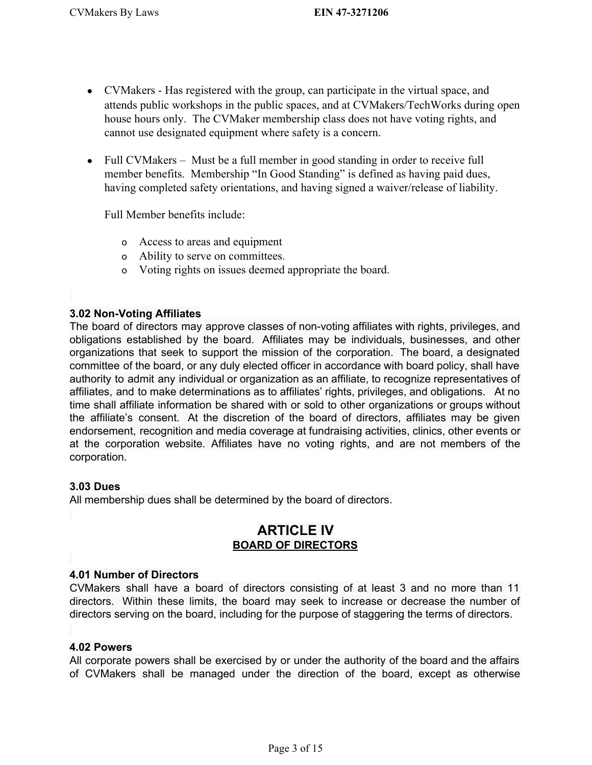- CVMakers - Has registered with the group, can participate in the virtual space, and attends public workshops in the public spaces, and at CVMakers/TechWorks during open house hours only. The CVMaker membership class does not have voting rights, and cannot use designated equipment where safety is a concern.

- Full CVMakers – Must be a full member in good standing in order to receive full member benefits. Membership "In Good Standing" is defined as having paid dues, having completed safety orientations, and having signed a waiver/release of liability.

  Full Member benefits include:

  - Access to areas and equipment
  - Ability to serve on committees.
  - Voting rights on issues deemed appropriate the board.

**3.02 Non-Voting Affiliates**

The board of directors may approve classes of non-voting affiliates with rights, privileges, and obligations established by the board. Affiliates may be individuals, businesses, and other organizations that seek to support the mission of the corporation. The board, a designated committee of the board, or any duly elected officer in accordance with board policy, shall have authority to admit any individual or organization as an affiliate, to recognize representatives of affiliates, and to make determinations as to affiliates' rights, privileges, and obligations. At no time shall affiliate information be shared with or sold to other organizations or groups without the affiliate's consent. At the discretion of the board of directors, affiliates may be given endorsement, recognition and media coverage at fundraising activities, clinics, other events or at the corporation website. Affiliates have no voting rights, and are not members of the corporation.

**3.03 Dues**

All membership dues shall be determined by the board of directors.

## ARTICLE IV
### BOARD OF DIRECTORS

**4.01 Number of Directors**

CVMakers shall have a board of directors consisting of at least 3 and no more than 11 directors. Within these limits, the board may seek to increase or decrease the number of directors serving on the board, including for the purpose of staggering the terms of directors.

**4.02 Powers**

All corporate powers shall be exercised by or under the authority of the board and the affairs of CVMakers shall be managed under the direction of the board, except as otherwise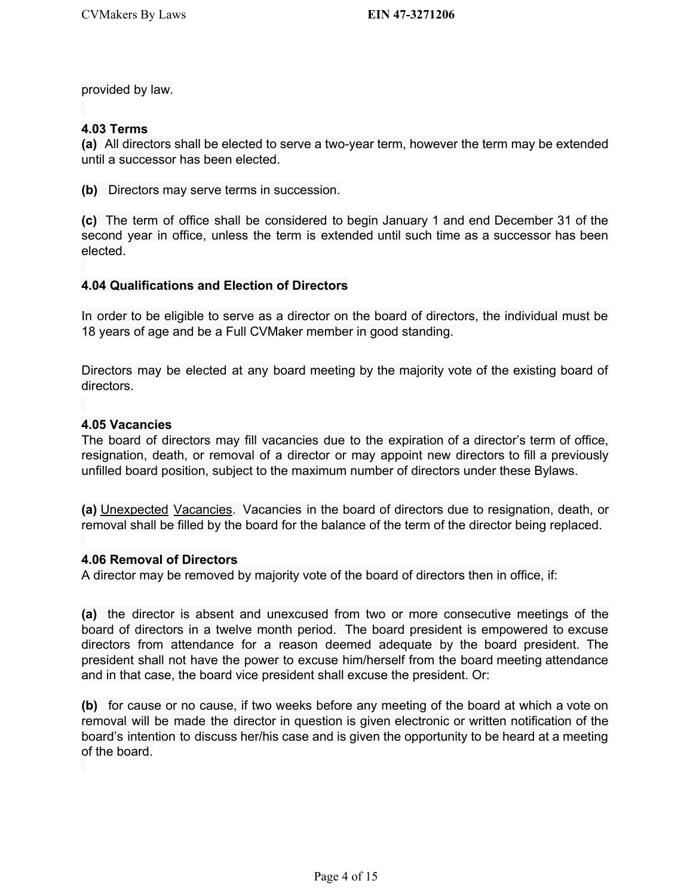provided by law.

### 4.03 Terms

**(a)** All directors shall be elected to serve a two-year term, however the term may be extended until a successor has been elected.

**(b)** Directors may serve terms in succession.

**(c)** The term of office shall be considered to begin January 1 and end December 31 of the second year in office, unless the term is extended until such time as a successor has been elected.

### 4.04 Qualifications and Election of Directors

In order to be eligible to serve as a director on the board of directors, the individual must be 18 years of age and be a Full CVMaker member in good standing.

Directors may be elected at any board meeting by the majority vote of the existing board of directors.

### 4.05 Vacancies

The board of directors may fill vacancies due to the expiration of a director's term of office, resignation, death, or removal of a director or may appoint new directors to fill a previously unfilled board position, subject to the maximum number of directors under these Bylaws.

**(a)** Unexpected Vacancies. Vacancies in the board of directors due to resignation, death, or removal shall be filled by the board for the balance of the term of the director being replaced.

### 4.06 Removal of Directors

A director may be removed by majority vote of the board of directors then in office, if:

**(a)** the director is absent and unexcused from two or more consecutive meetings of the board of directors in a twelve month period. The board president is empowered to excuse directors from attendance for a reason deemed adequate by the board president. The president shall not have the power to excuse him/herself from the board meeting attendance and in that case, the board vice president shall excuse the president. Or:

**(b)** for cause or no cause, if two weeks before any meeting of the board at which a vote on removal will be made the director in question is given electronic or written notification of the board's intention to discuss her/his case and is given the opportunity to be heard at a meeting of the board.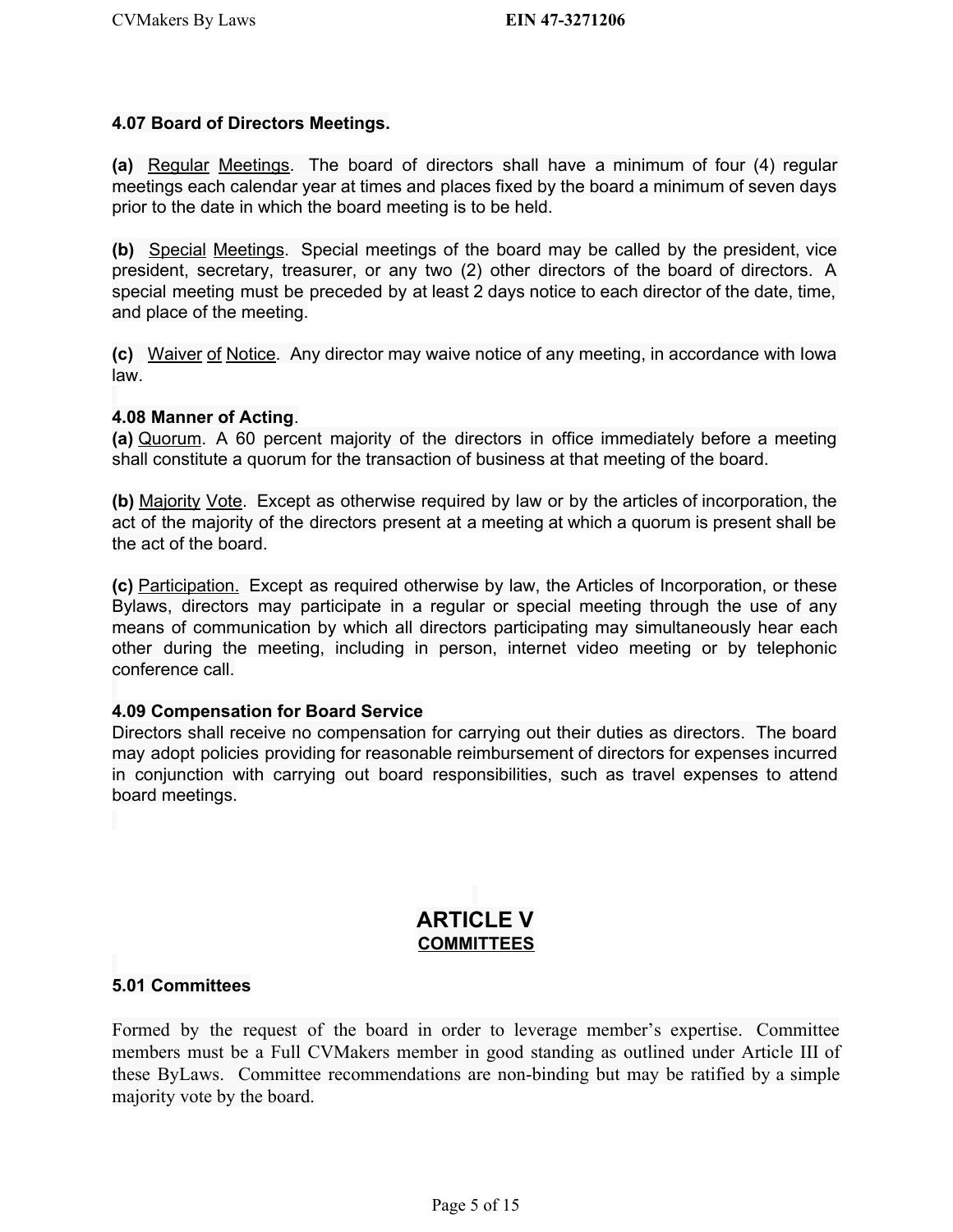**4.07 Board of Directors Meetings.**

**(a)** Regular Meetings. The board of directors shall have a minimum of four (4) regular meetings each calendar year at times and places fixed by the board a minimum of seven days prior to the date in which the board meeting is to be held.

**(b)** Special Meetings. Special meetings of the board may be called by the president, vice president, secretary, treasurer, or any two (2) other directors of the board of directors. A special meeting must be preceded by at least 2 days notice to each director of the date, time, and place of the meeting.

**(c)** Waiver of Notice. Any director may waive notice of any meeting, in accordance with Iowa law.

**4.08 Manner of Acting.**

**(a)** Quorum. A 60 percent majority of the directors in office immediately before a meeting shall constitute a quorum for the transaction of business at that meeting of the board.

**(b)** Majority Vote. Except as otherwise required by law or by the articles of incorporation, the act of the majority of the directors present at a meeting at which a quorum is present shall be the act of the board.

**(c)** Participation. Except as required otherwise by law, the Articles of Incorporation, or these Bylaws, directors may participate in a regular or special meeting through the use of any means of communication by which all directors participating may simultaneously hear each other during the meeting, including in person, internet video meeting or by telephonic conference call.

**4.09 Compensation for Board Service**

Directors shall receive no compensation for carrying out their duties as directors. The board may adopt policies providing for reasonable reimbursement of directors for expenses incurred in conjunction with carrying out board responsibilities, such as travel expenses to attend board meetings.

# ARTICLE V
## COMMITTEES

**5.01 Committees**

Formed by the request of the board in order to leverage member's expertise. Committee members must be a Full CVMakers member in good standing as outlined under Article III of these ByLaws. Committee recommendations are non-binding but may be ratified by a simple majority vote by the board.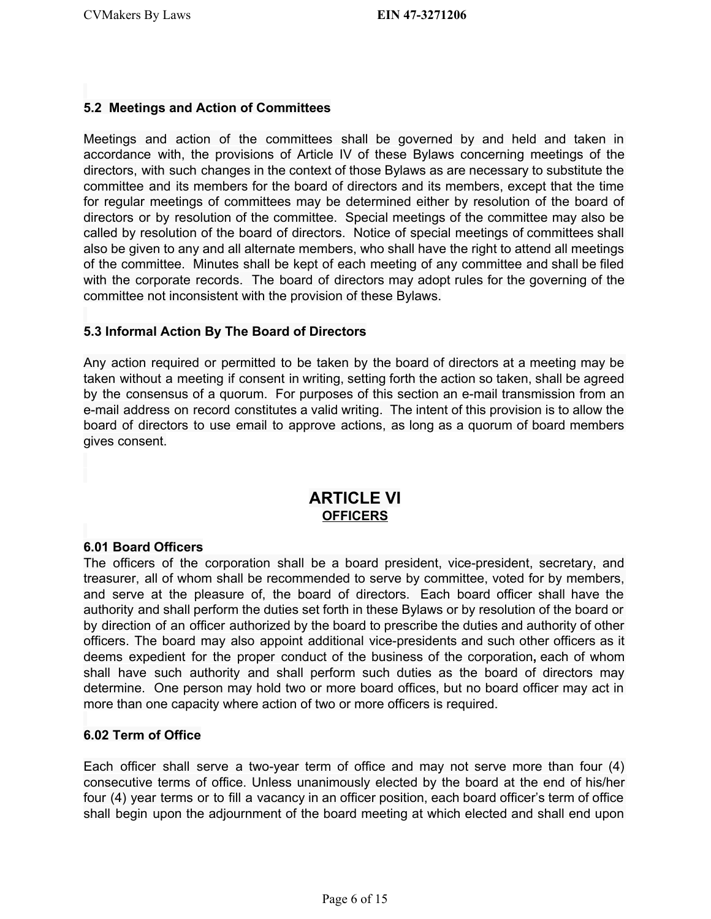### 5.2 Meetings and Action of Committees

Meetings and action of the committees shall be governed by and held and taken in accordance with, the provisions of Article IV of these Bylaws concerning meetings of the directors, with such changes in the context of those Bylaws as are necessary to substitute the committee and its members for the board of directors and its members, except that the time for regular meetings of committees may be determined either by resolution of the board of directors or by resolution of the committee. Special meetings of the committee may also be called by resolution of the board of directors. Notice of special meetings of committees shall also be given to any and all alternate members, who shall have the right to attend all meetings of the committee. Minutes shall be kept of each meeting of any committee and shall be filed with the corporate records. The board of directors may adopt rules for the governing of the committee not inconsistent with the provision of these Bylaws.

### 5.3 Informal Action By The Board of Directors

Any action required or permitted to be taken by the board of directors at a meeting may be taken without a meeting if consent in writing, setting forth the action so taken, shall be agreed by the consensus of a quorum. For purposes of this section an e-mail transmission from an e-mail address on record constitutes a valid writing. The intent of this provision is to allow the board of directors to use email to approve actions, as long as a quorum of board members gives consent.

## ARTICLE VI
**OFFICERS**

### 6.01 Board Officers

The officers of the corporation shall be a board president, vice-president, secretary, and treasurer, all of whom shall be recommended to serve by committee, voted for by members, and serve at the pleasure of, the board of directors. Each board officer shall have the authority and shall perform the duties set forth in these Bylaws or by resolution of the board or by direction of an officer authorized by the board to prescribe the duties and authority of other officers. The board may also appoint additional vice-presidents and such other officers as it deems expedient for the proper conduct of the business of the corporation**,** each of whom shall have such authority and shall perform such duties as the board of directors may determine. One person may hold two or more board offices, but no board officer may act in more than one capacity where action of two or more officers is required.

### 6.02 Term of Office

Each officer shall serve a two-year term of office and may not serve more than four (4) consecutive terms of office. Unless unanimously elected by the board at the end of his/her four (4) year terms or to fill a vacancy in an officer position, each board officer's term of office shall begin upon the adjournment of the board meeting at which elected and shall end upon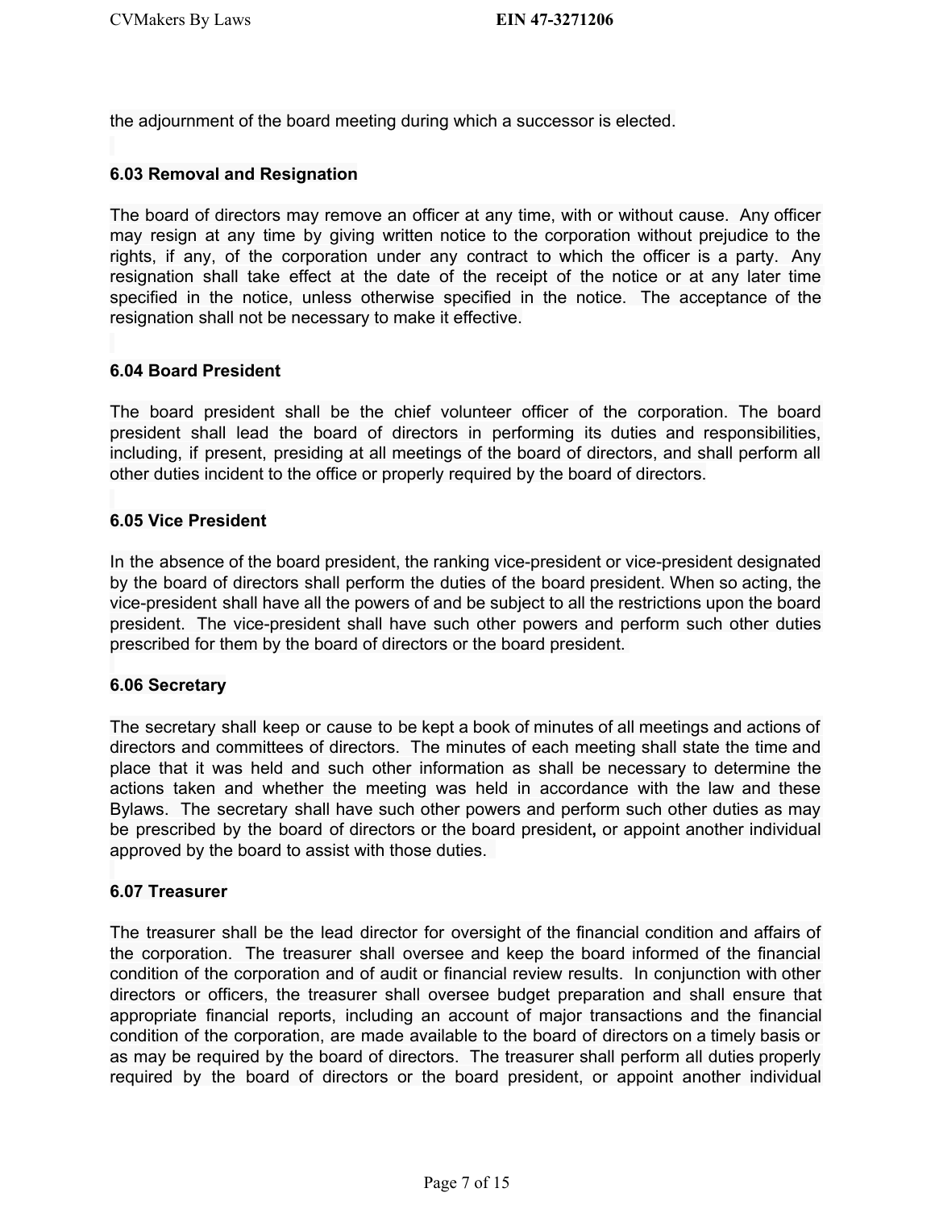the adjournment of the board meeting during which a successor is elected.

### 6.03 Removal and Resignation

The board of directors may remove an officer at any time, with or without cause. Any officer may resign at any time by giving written notice to the corporation without prejudice to the rights, if any, of the corporation under any contract to which the officer is a party. Any resignation shall take effect at the date of the receipt of the notice or at any later time specified in the notice, unless otherwise specified in the notice. The acceptance of the resignation shall not be necessary to make it effective.

### 6.04 Board President

The board president shall be the chief volunteer officer of the corporation. The board president shall lead the board of directors in performing its duties and responsibilities, including, if present, presiding at all meetings of the board of directors, and shall perform all other duties incident to the office or properly required by the board of directors.

### 6.05 Vice President

In the absence of the board president, the ranking vice-president or vice-president designated by the board of directors shall perform the duties of the board president. When so acting, the vice-president shall have all the powers of and be subject to all the restrictions upon the board president. The vice-president shall have such other powers and perform such other duties prescribed for them by the board of directors or the board president.

### 6.06 Secretary

The secretary shall keep or cause to be kept a book of minutes of all meetings and actions of directors and committees of directors. The minutes of each meeting shall state the time and place that it was held and such other information as shall be necessary to determine the actions taken and whether the meeting was held in accordance with the law and these Bylaws. The secretary shall have such other powers and perform such other duties as may be prescribed by the board of directors or the board president**,** or appoint another individual approved by the board to assist with those duties.

### 6.07 Treasurer

The treasurer shall be the lead director for oversight of the financial condition and affairs of the corporation. The treasurer shall oversee and keep the board informed of the financial condition of the corporation and of audit or financial review results. In conjunction with other directors or officers, the treasurer shall oversee budget preparation and shall ensure that appropriate financial reports, including an account of major transactions and the financial condition of the corporation, are made available to the board of directors on a timely basis or as may be required by the board of directors. The treasurer shall perform all duties properly required by the board of directors or the board president, or appoint another individual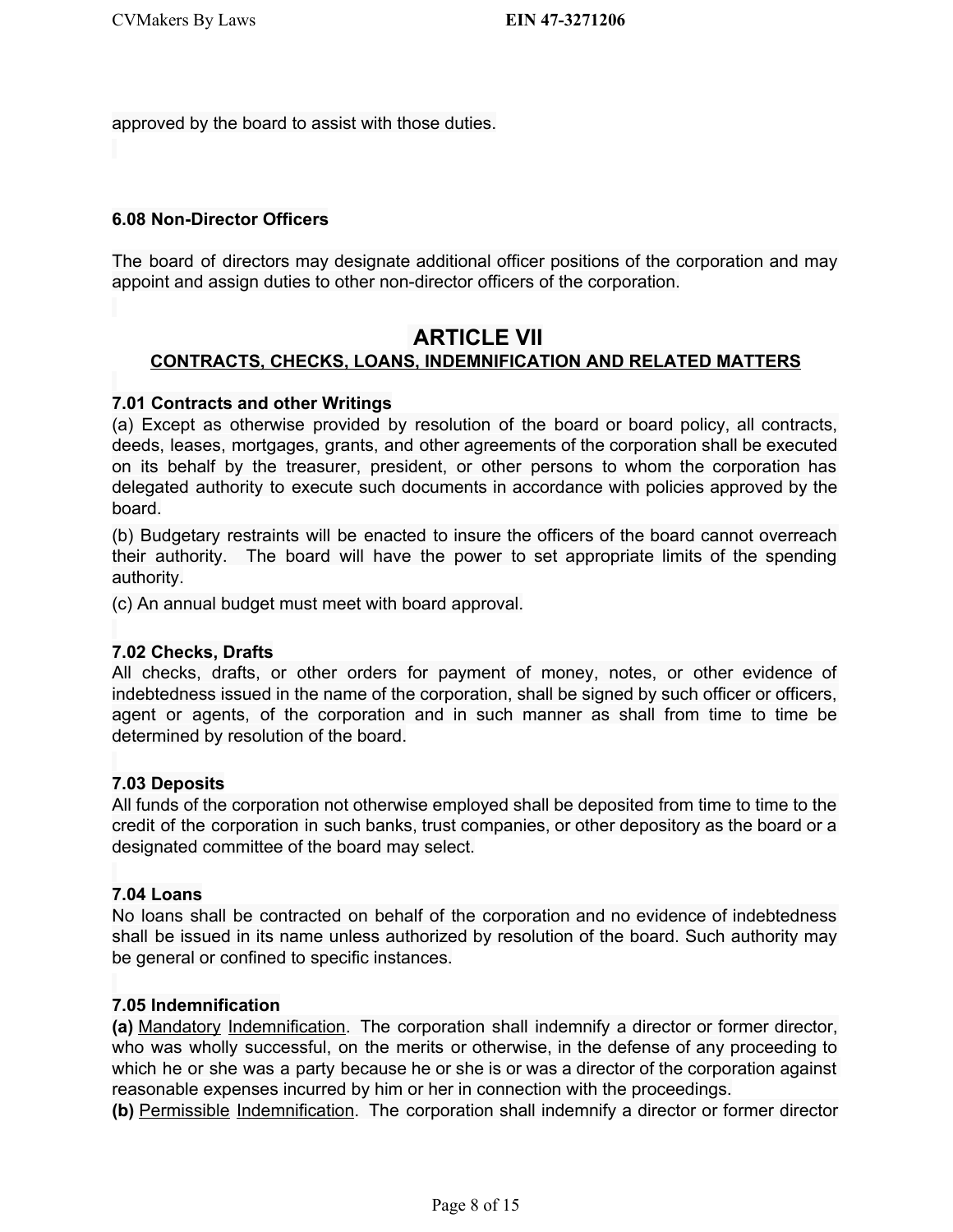approved by the board to assist with those duties.

### 6.08 Non-Director Officers

The board of directors may designate additional officer positions of the corporation and may appoint and assign duties to other non-director officers of the corporation.

## ARTICLE VII
## CONTRACTS, CHECKS, LOANS, INDEMNIFICATION AND RELATED MATTERS

### 7.01 Contracts and other Writings

(a) Except as otherwise provided by resolution of the board or board policy, all contracts, deeds, leases, mortgages, grants, and other agreements of the corporation shall be executed on its behalf by the treasurer, president, or other persons to whom the corporation has delegated authority to execute such documents in accordance with policies approved by the board.

(b) Budgetary restraints will be enacted to insure the officers of the board cannot overreach their authority. The board will have the power to set appropriate limits of the spending authority.

(c) An annual budget must meet with board approval.

### 7.02 Checks, Drafts

All checks, drafts, or other orders for payment of money, notes, or other evidence of indebtedness issued in the name of the corporation, shall be signed by such officer or officers, agent or agents, of the corporation and in such manner as shall from time to time be determined by resolution of the board.

### 7.03 Deposits

All funds of the corporation not otherwise employed shall be deposited from time to time to the credit of the corporation in such banks, trust companies, or other depository as the board or a designated committee of the board may select.

### 7.04 Loans

No loans shall be contracted on behalf of the corporation and no evidence of indebtedness shall be issued in its name unless authorized by resolution of the board. Such authority may be general or confined to specific instances.

### 7.05 Indemnification

**(a)** Mandatory Indemnification. The corporation shall indemnify a director or former director, who was wholly successful, on the merits or otherwise, in the defense of any proceeding to which he or she was a party because he or she is or was a director of the corporation against reasonable expenses incurred by him or her in connection with the proceedings.

**(b)** Permissible Indemnification. The corporation shall indemnify a director or former director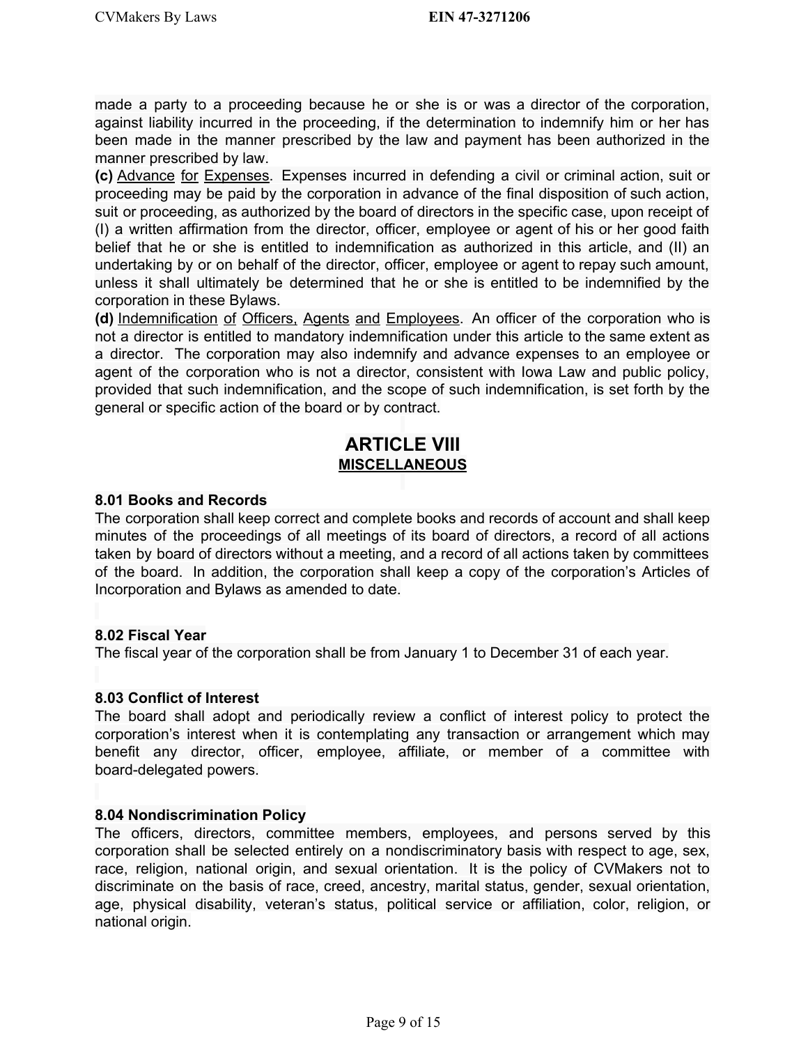made a party to a proceeding because he or she is or was a director of the corporation, against liability incurred in the proceeding, if the determination to indemnify him or her has been made in the manner prescribed by the law and payment has been authorized in the manner prescribed by law.

**(c)** Advance for Expenses. Expenses incurred in defending a civil or criminal action, suit or proceeding may be paid by the corporation in advance of the final disposition of such action, suit or proceeding, as authorized by the board of directors in the specific case, upon receipt of (I) a written affirmation from the director, officer, employee or agent of his or her good faith belief that he or she is entitled to indemnification as authorized in this article, and (II) an undertaking by or on behalf of the director, officer, employee or agent to repay such amount, unless it shall ultimately be determined that he or she is entitled to be indemnified by the corporation in these Bylaws.

**(d)** Indemnification of Officers, Agents and Employees. An officer of the corporation who is not a director is entitled to mandatory indemnification under this article to the same extent as a director. The corporation may also indemnify and advance expenses to an employee or agent of the corporation who is not a director, consistent with Iowa Law and public policy, provided that such indemnification, and the scope of such indemnification, is set forth by the general or specific action of the board or by contract.

# ARTICLE VIII
## MISCELLANEOUS

### 8.01 Books and Records

The corporation shall keep correct and complete books and records of account and shall keep minutes of the proceedings of all meetings of its board of directors, a record of all actions taken by board of directors without a meeting, and a record of all actions taken by committees of the board. In addition, the corporation shall keep a copy of the corporation's Articles of Incorporation and Bylaws as amended to date.

### 8.02 Fiscal Year

The fiscal year of the corporation shall be from January 1 to December 31 of each year.

### 8.03 Conflict of Interest

The board shall adopt and periodically review a conflict of interest policy to protect the corporation's interest when it is contemplating any transaction or arrangement which may benefit any director, officer, employee, affiliate, or member of a committee with board-delegated powers.

### 8.04 Nondiscrimination Policy

The officers, directors, committee members, employees, and persons served by this corporation shall be selected entirely on a nondiscriminatory basis with respect to age, sex, race, religion, national origin, and sexual orientation. It is the policy of CVMakers not to discriminate on the basis of race, creed, ancestry, marital status, gender, sexual orientation, age, physical disability, veteran's status, political service or affiliation, color, religion, or national origin.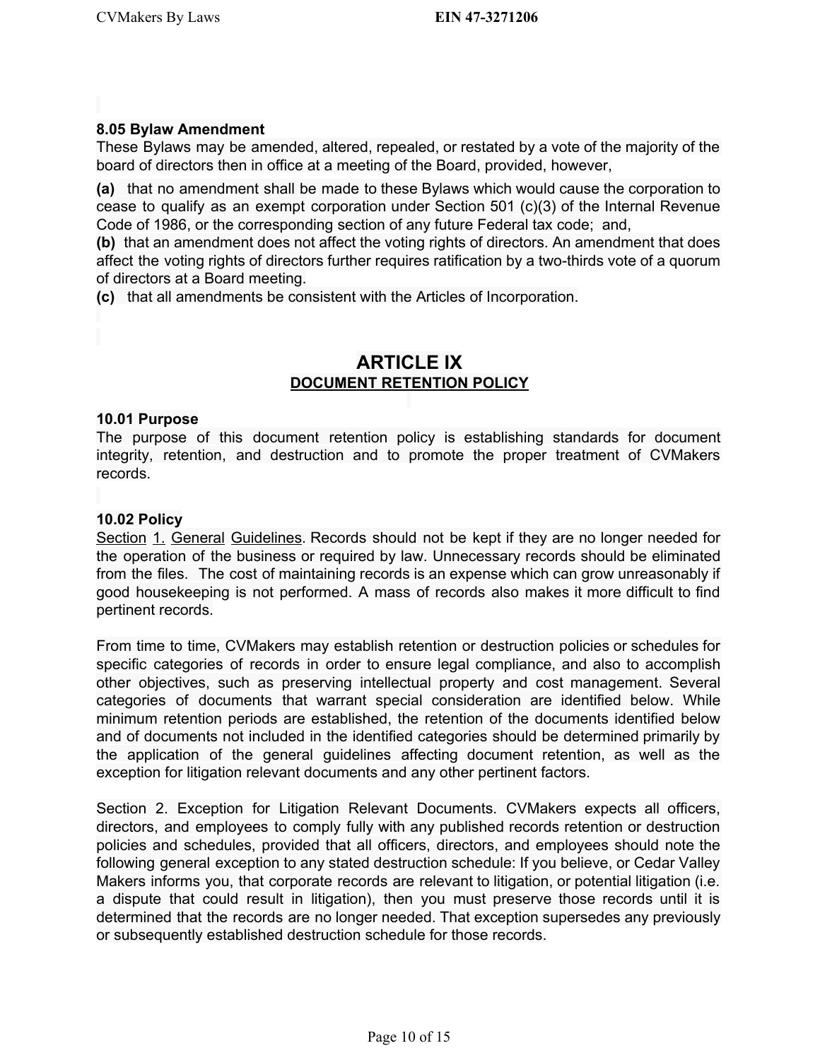### 8.05 Bylaw Amendment

These Bylaws may be amended, altered, repealed, or restated by a vote of the majority of the board of directors then in office at a meeting of the Board, provided, however,

**(a)** that no amendment shall be made to these Bylaws which would cause the corporation to cease to qualify as an exempt corporation under Section 501 (c)(3) of the Internal Revenue Code of 1986, or the corresponding section of any future Federal tax code; and,

**(b)** that an amendment does not affect the voting rights of directors. An amendment that does affect the voting rights of directors further requires ratification by a two-thirds vote of a quorum of directors at a Board meeting.

**(c)** that all amendments be consistent with the Articles of Incorporation.

## ARTICLE IX
## <u>DOCUMENT RETENTION POLICY</u>

### 10.01 Purpose

The purpose of this document retention policy is establishing standards for document integrity, retention, and destruction and to promote the proper treatment of CVMakers records.

### 10.02 Policy

<u>Section 1. General Guidelines</u>. Records should not be kept if they are no longer needed for the operation of the business or required by law. Unnecessary records should be eliminated from the files. The cost of maintaining records is an expense which can grow unreasonably if good housekeeping is not performed. A mass of records also makes it more difficult to find pertinent records.

From time to time, CVMakers may establish retention or destruction policies or schedules for specific categories of records in order to ensure legal compliance, and also to accomplish other objectives, such as preserving intellectual property and cost management. Several categories of documents that warrant special consideration are identified below. While minimum retention periods are established, the retention of the documents identified below and of documents not included in the identified categories should be determined primarily by the application of the general guidelines affecting document retention, as well as the exception for litigation relevant documents and any other pertinent factors.

Section 2. Exception for Litigation Relevant Documents. CVMakers expects all officers, directors, and employees to comply fully with any published records retention or destruction policies and schedules, provided that all officers, directors, and employees should note the following general exception to any stated destruction schedule: If you believe, or Cedar Valley Makers informs you, that corporate records are relevant to litigation, or potential litigation (i.e. a dispute that could result in litigation), then you must preserve those records until it is determined that the records are no longer needed. That exception supersedes any previously or subsequently established destruction schedule for those records.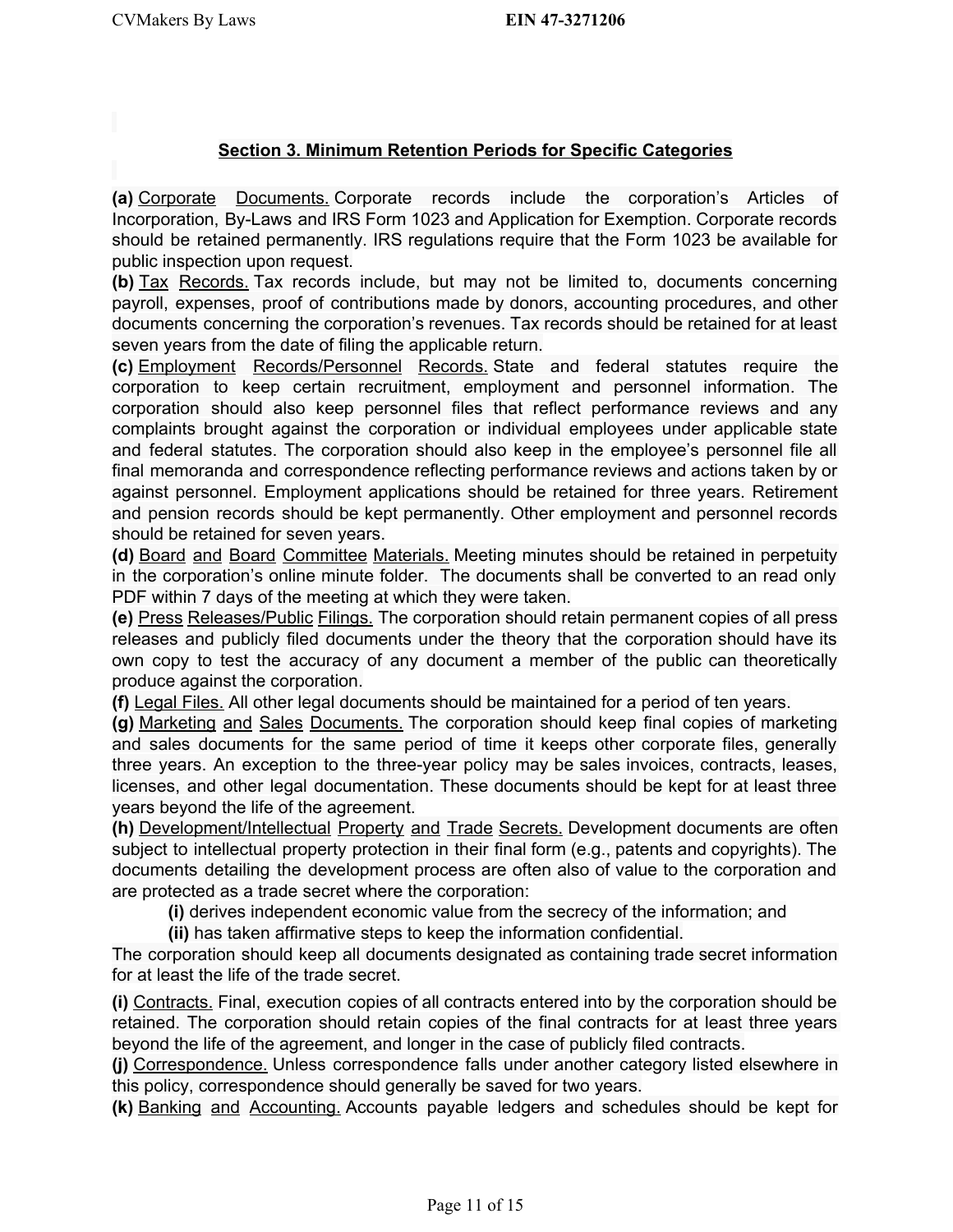## Section 3. Minimum Retention Periods for Specific Categories

**(a)** Corporate Documents. Corporate records include the corporation's Articles of Incorporation, By-Laws and IRS Form 1023 and Application for Exemption. Corporate records should be retained permanently. IRS regulations require that the Form 1023 be available for public inspection upon request.

**(b)** Tax Records. Tax records include, but may not be limited to, documents concerning payroll, expenses, proof of contributions made by donors, accounting procedures, and other documents concerning the corporation's revenues. Tax records should be retained for at least seven years from the date of filing the applicable return.

**(c)** Employment Records/Personnel Records. State and federal statutes require the corporation to keep certain recruitment, employment and personnel information. The corporation should also keep personnel files that reflect performance reviews and any complaints brought against the corporation or individual employees under applicable state and federal statutes. The corporation should also keep in the employee's personnel file all final memoranda and correspondence reflecting performance reviews and actions taken by or against personnel. Employment applications should be retained for three years. Retirement and pension records should be kept permanently. Other employment and personnel records should be retained for seven years.

**(d)** Board and Board Committee Materials. Meeting minutes should be retained in perpetuity in the corporation's online minute folder. The documents shall be converted to an read only PDF within 7 days of the meeting at which they were taken.

**(e)** Press Releases/Public Filings. The corporation should retain permanent copies of all press releases and publicly filed documents under the theory that the corporation should have its own copy to test the accuracy of any document a member of the public can theoretically produce against the corporation.

**(f)** Legal Files. All other legal documents should be maintained for a period of ten years.

**(g)** Marketing and Sales Documents. The corporation should keep final copies of marketing and sales documents for the same period of time it keeps other corporate files, generally three years. An exception to the three-year policy may be sales invoices, contracts, leases, licenses, and other legal documentation. These documents should be kept for at least three years beyond the life of the agreement.

**(h)** Development/Intellectual Property and Trade Secrets. Development documents are often subject to intellectual property protection in their final form (e.g., patents and copyrights). The documents detailing the development process are often also of value to the corporation and are protected as a trade secret where the corporation:

- **(i)** derives independent economic value from the secrecy of the information; and
- **(ii)** has taken affirmative steps to keep the information confidential.

The corporation should keep all documents designated as containing trade secret information for at least the life of the trade secret.

**(i)** Contracts. Final, execution copies of all contracts entered into by the corporation should be retained. The corporation should retain copies of the final contracts for at least three years beyond the life of the agreement, and longer in the case of publicly filed contracts.

**(j)** Correspondence. Unless correspondence falls under another category listed elsewhere in this policy, correspondence should generally be saved for two years.

**(k)** Banking and Accounting. Accounts payable ledgers and schedules should be kept for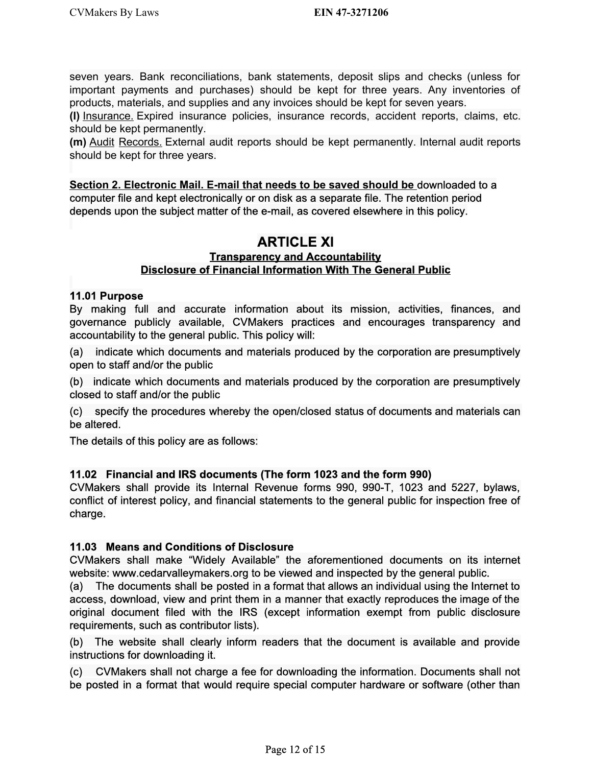seven years. Bank reconciliations, bank statements, deposit slips and checks (unless for important payments and purchases) should be kept for three years. Any inventories of products, materials, and supplies and any invoices should be kept for seven years.
**(l)** Insurance. Expired insurance policies, insurance records, accident reports, claims, etc. should be kept permanently.
**(m)** Audit Records. External audit reports should be kept permanently. Internal audit reports should be kept for three years.

**Section 2. Electronic Mail. E-mail that needs to be saved should be** downloaded to a computer file and kept electronically or on disk as a separate file. The retention period depends upon the subject matter of the e-mail, as covered elsewhere in this policy.

# ARTICLE XI

## Transparency and Accountability
## Disclosure of Financial Information With The General Public

### 11.01 Purpose

By making full and accurate information about its mission, activities, finances, and governance publicly available, CVMakers practices and encourages transparency and accountability to the general public. This policy will:

(a) indicate which documents and materials produced by the corporation are presumptively open to staff and/or the public

(b) indicate which documents and materials produced by the corporation are presumptively closed to staff and/or the public

(c) specify the procedures whereby the open/closed status of documents and materials can be altered.

The details of this policy are as follows:

### 11.02 Financial and IRS documents (The form 1023 and the form 990)

CVMakers shall provide its Internal Revenue forms 990, 990-T, 1023 and 5227, bylaws, conflict of interest policy, and financial statements to the general public for inspection free of charge.

### 11.03 Means and Conditions of Disclosure

CVMakers shall make "Widely Available" the aforementioned documents on its internet website: www.cedarvalleymakers.org to be viewed and inspected by the general public.

(a) The documents shall be posted in a format that allows an individual using the Internet to access, download, view and print them in a manner that exactly reproduces the image of the original document filed with the IRS (except information exempt from public disclosure requirements, such as contributor lists).

(b) The website shall clearly inform readers that the document is available and provide instructions for downloading it.

(c) CVMakers shall not charge a fee for downloading the information. Documents shall not be posted in a format that would require special computer hardware or software (other than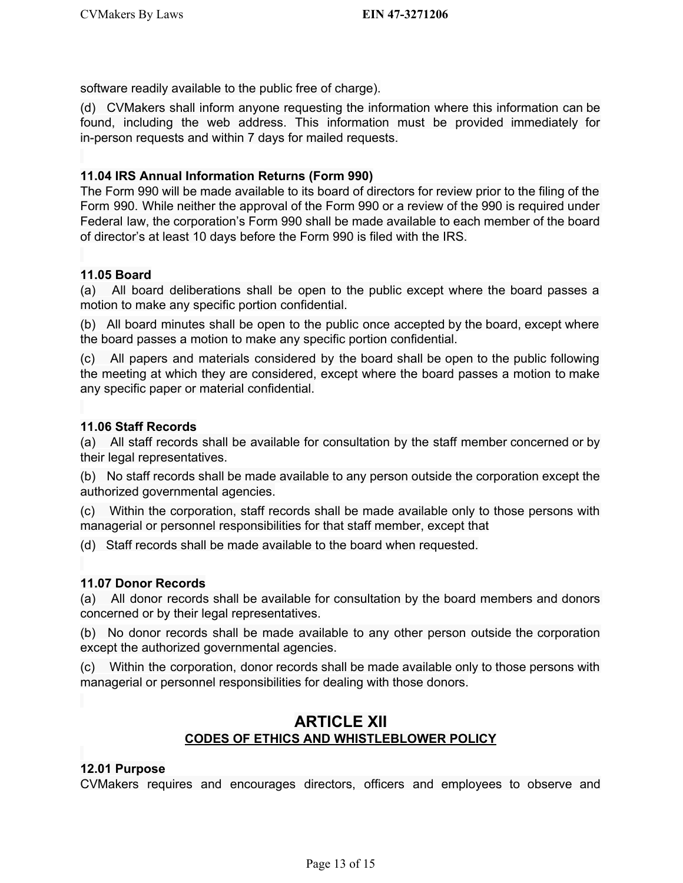software readily available to the public free of charge).

(d) CVMakers shall inform anyone requesting the information where this information can be found, including the web address. This information must be provided immediately for in-person requests and within 7 days for mailed requests.

**11.04 IRS Annual Information Returns (Form 990)**
The Form 990 will be made available to its board of directors for review prior to the filing of the Form 990. While neither the approval of the Form 990 or a review of the 990 is required under Federal law, the corporation's Form 990 shall be made available to each member of the board of director's at least 10 days before the Form 990 is filed with the IRS.

**11.05 Board**
(a) All board deliberations shall be open to the public except where the board passes a motion to make any specific portion confidential.

(b) All board minutes shall be open to the public once accepted by the board, except where the board passes a motion to make any specific portion confidential.

(c) All papers and materials considered by the board shall be open to the public following the meeting at which they are considered, except where the board passes a motion to make any specific paper or material confidential.

**11.06 Staff Records**
(a) All staff records shall be available for consultation by the staff member concerned or by their legal representatives.

(b) No staff records shall be made available to any person outside the corporation except the authorized governmental agencies.

(c) Within the corporation, staff records shall be made available only to those persons with managerial or personnel responsibilities for that staff member, except that

(d) Staff records shall be made available to the board when requested.

**11.07 Donor Records**
(a) All donor records shall be available for consultation by the board members and donors concerned or by their legal representatives.

(b) No donor records shall be made available to any other person outside the corporation except the authorized governmental agencies.

(c) Within the corporation, donor records shall be made available only to those persons with managerial or personnel responsibilities for dealing with those donors.

## ARTICLE XII
### CODES OF ETHICS AND WHISTLEBLOWER POLICY

**12.01 Purpose**
CVMakers requires and encourages directors, officers and employees to observe and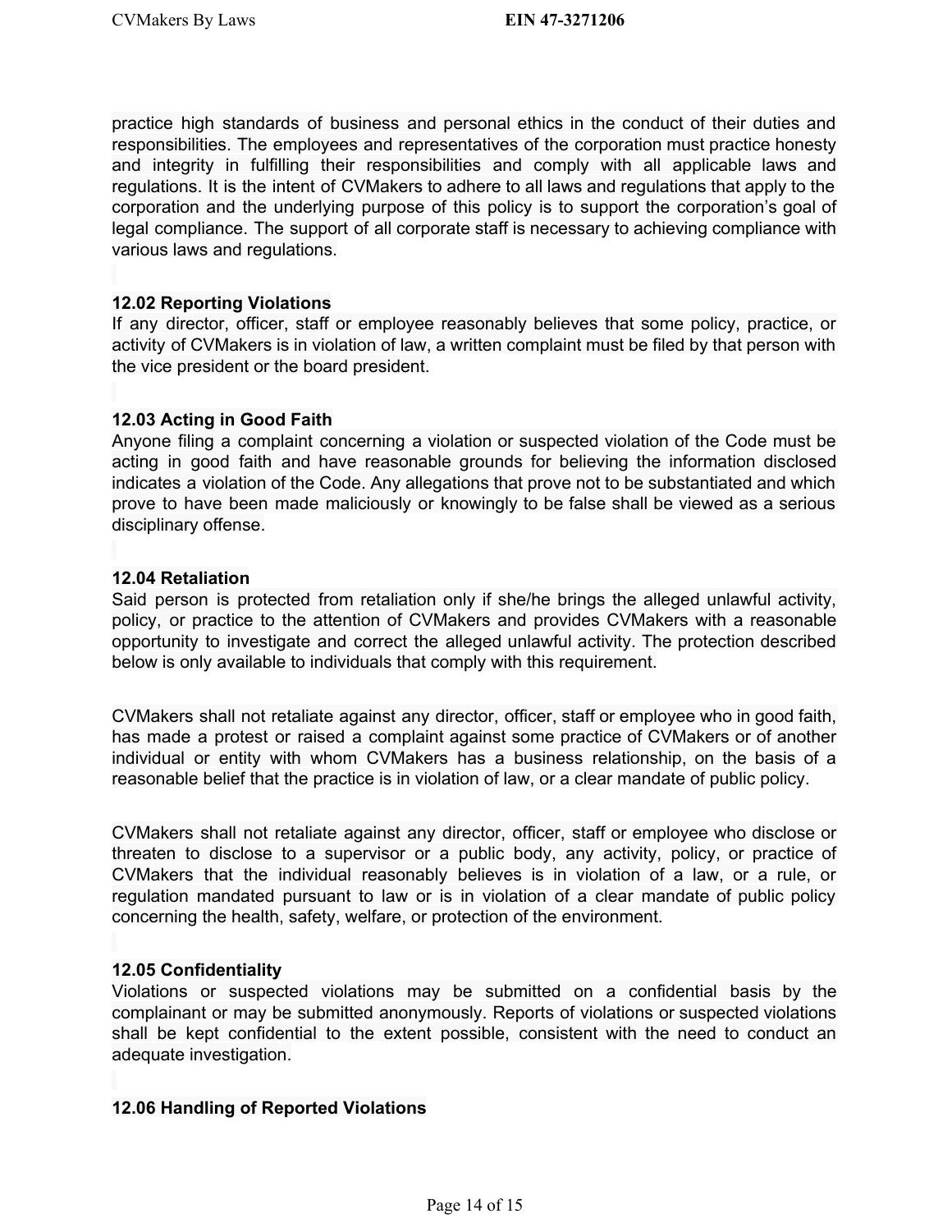practice high standards of business and personal ethics in the conduct of their duties and responsibilities. The employees and representatives of the corporation must practice honesty and integrity in fulfilling their responsibilities and comply with all applicable laws and regulations. It is the intent of CVMakers to adhere to all laws and regulations that apply to the corporation and the underlying purpose of this policy is to support the corporation's goal of legal compliance. The support of all corporate staff is necessary to achieving compliance with various laws and regulations.

**12.02 Reporting Violations**
If any director, officer, staff or employee reasonably believes that some policy, practice, or activity of CVMakers is in violation of law, a written complaint must be filed by that person with the vice president or the board president.

**12.03 Acting in Good Faith**
Anyone filing a complaint concerning a violation or suspected violation of the Code must be acting in good faith and have reasonable grounds for believing the information disclosed indicates a violation of the Code. Any allegations that prove not to be substantiated and which prove to have been made maliciously or knowingly to be false shall be viewed as a serious disciplinary offense.

**12.04 Retaliation**
Said person is protected from retaliation only if she/he brings the alleged unlawful activity, policy, or practice to the attention of CVMakers and provides CVMakers with a reasonable opportunity to investigate and correct the alleged unlawful activity. The protection described below is only available to individuals that comply with this requirement.

CVMakers shall not retaliate against any director, officer, staff or employee who in good faith, has made a protest or raised a complaint against some practice of CVMakers or of another individual or entity with whom CVMakers has a business relationship, on the basis of a reasonable belief that the practice is in violation of law, or a clear mandate of public policy.

CVMakers shall not retaliate against any director, officer, staff or employee who disclose or threaten to disclose to a supervisor or a public body, any activity, policy, or practice of CVMakers that the individual reasonably believes is in violation of a law, or a rule, or regulation mandated pursuant to law or is in violation of a clear mandate of public policy concerning the health, safety, welfare, or protection of the environment.

**12.05 Confidentiality**
Violations or suspected violations may be submitted on a confidential basis by the complainant or may be submitted anonymously. Reports of violations or suspected violations shall be kept confidential to the extent possible, consistent with the need to conduct an adequate investigation.

**12.06 Handling of Reported Violations**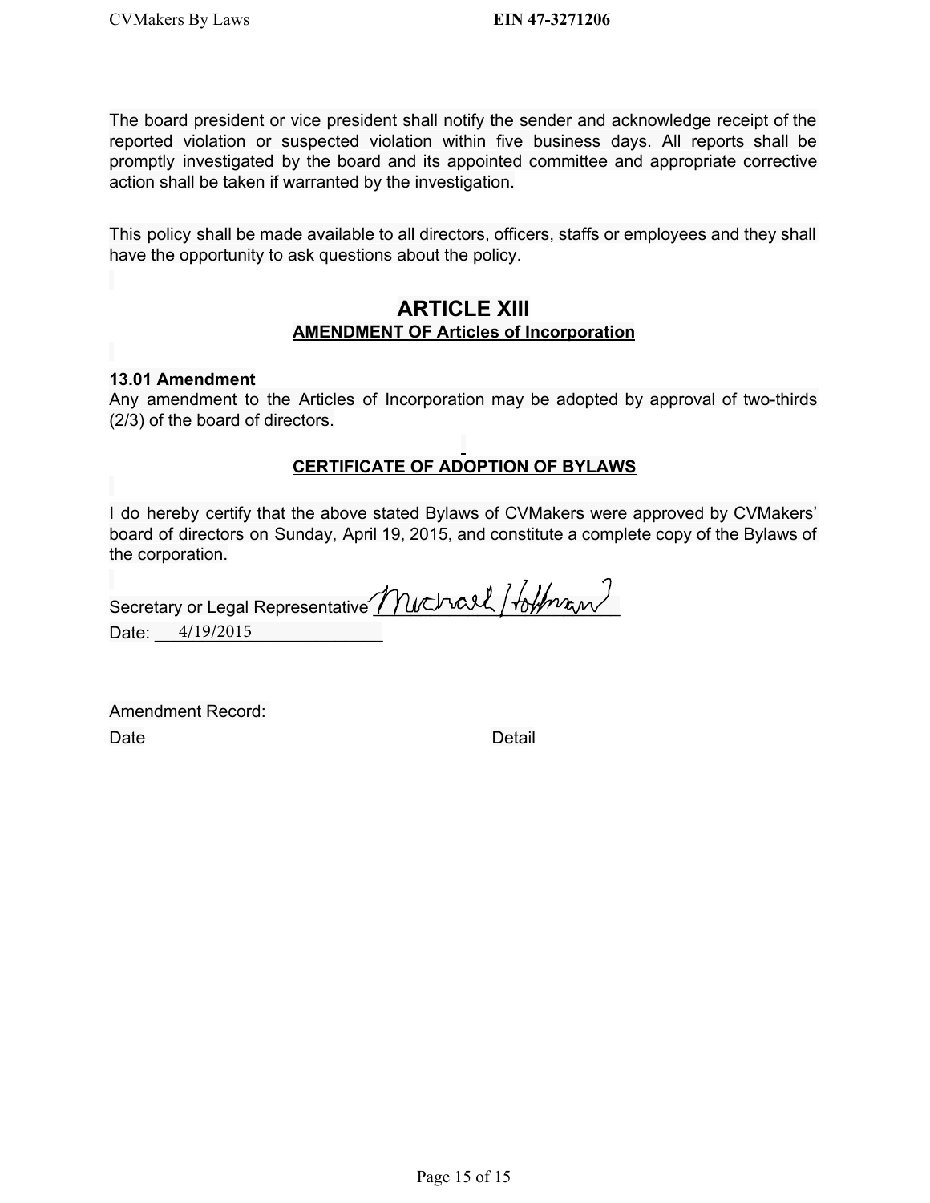The board president or vice president shall notify the sender and acknowledge receipt of the reported violation or suspected violation within five business days. All reports shall be promptly investigated by the board and its appointed committee and appropriate corrective action shall be taken if warranted by the investigation.

This policy shall be made available to all directors, officers, staffs or employees and they shall have the opportunity to ask questions about the policy.

## ARTICLE XIII

**AMENDMENT OF Articles of Incorporation**

**13.01 Amendment**

Any amendment to the Articles of Incorporation may be adopted by approval of two-thirds (2/3) of the board of directors.

**CERTIFICATE OF ADOPTION OF BYLAWS**

I do hereby certify that the above stated Bylaws of CVMakers were approved by CVMakers' board of directors on Sunday, April 19, 2015, and constitute a complete copy of the Bylaws of the corporation.

Secretary or Legal Representative Michael Hoffman

Date: 4/19/2015

Amendment Record:

Date Detail